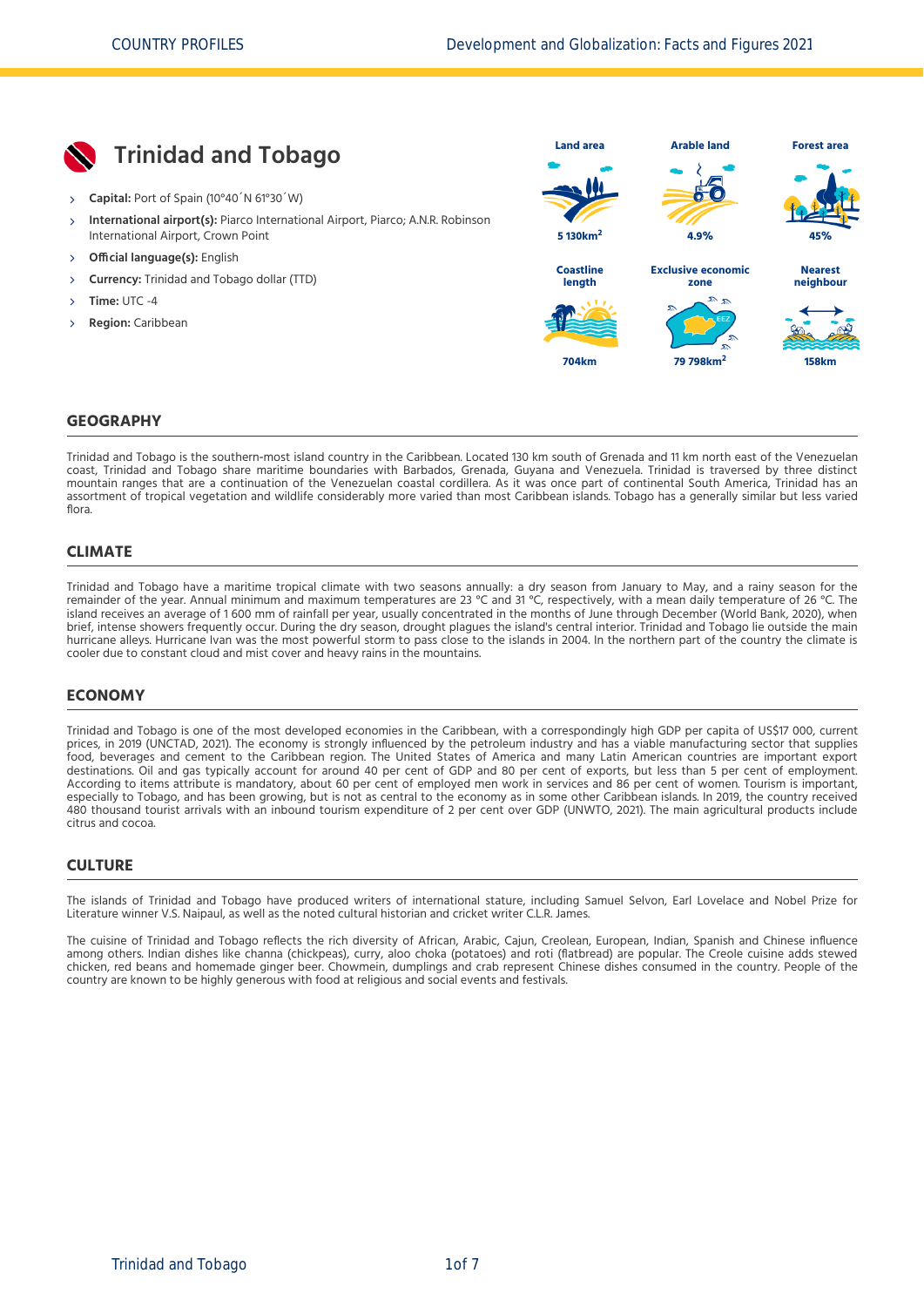# Trinidad and Tobago

- **Capital:** Port of Spain (10°40´N 61°30´W)
- **International airport(s):** Piarco International Airport, Piarco; A.N.R. Robinson International Airport, Crown Point
- **Official language(s):** English
- **Currency:** Trinidad and Tobago dollar (TTD)
- **Time:** UTC -4
- **Region:** Caribbean

| Land area | Arable land | Forest area |
|---|---|---|
| 5 130km$^2$ | 4.9% | 45% |

| Coastline length | Exclusive economic zone | Nearest neighbour |
|---|---|---|
| 704km | 79 798km$^2$ | 158km |

## GEOGRAPHY

Trinidad and Tobago is the southern-most island country in the Caribbean. Located 130 km south of Grenada and 11 km north east of the Venezuelan coast, Trinidad and Tobago share maritime boundaries with Barbados, Grenada, Guyana and Venezuela. Trinidad is traversed by three distinct mountain ranges that are a continuation of the Venezuelan coastal cordillera. As it was once part of continental South America, Trinidad has an assortment of tropical vegetation and wildlife considerably more varied than most Caribbean islands. Tobago has a generally similar but less varied flora.

## CLIMATE

Trinidad and Tobago have a maritime tropical climate with two seasons annually: a dry season from January to May, and a rainy season for the remainder of the year. Annual minimum and maximum temperatures are 23 °C and 31 °C, respectively, with a mean daily temperature of 26 °C. The island receives an average of 1 600 mm of rainfall per year, usually concentrated in the months of June through December (World Bank, 2020), when brief, intense showers frequently occur. During the dry season, drought plagues the island's central interior. Trinidad and Tobago lie outside the main hurricane alleys. Hurricane Ivan was the most powerful storm to pass close to the islands in 2004. In the northern part of the country the climate is cooler due to constant cloud and mist cover and heavy rains in the mountains.

## ECONOMY

Trinidad and Tobago is one of the most developed economies in the Caribbean, with a correspondingly high GDP per capita of US$17 000, current prices, in 2019 (UNCTAD, 2021). The economy is strongly influenced by the petroleum industry and has a viable manufacturing sector that supplies food, beverages and cement to the Caribbean region. The United States of America and many Latin American countries are important export destinations. Oil and gas typically account for around 40 per cent of GDP and 80 per cent of exports, but less than 5 per cent of employment. According to items attribute is mandatory, about 60 per cent of employed men work in services and 86 per cent of women. Tourism is important, especially to Tobago, and has been growing, but is not as central to the economy as in some other Caribbean islands. In 2019, the country received 480 thousand tourist arrivals with an inbound tourism expenditure of 2 per cent over GDP (UNWTO, 2021). The main agricultural products include citrus and cocoa.

## CULTURE

The islands of Trinidad and Tobago have produced writers of international stature, including Samuel Selvon, Earl Lovelace and Nobel Prize for Literature winner V.S. Naipaul, as well as the noted cultural historian and cricket writer C.L.R. James.

The cuisine of Trinidad and Tobago reflects the rich diversity of African, Arabic, Cajun, Creolean, European, Indian, Spanish and Chinese influence among others. Indian dishes like channa (chickpeas), curry, aloo choka (potatoes) and roti (flatbread) are popular. The Creole cuisine adds stewed chicken, red beans and homemade ginger beer. Chowmein, dumplings and crab represent Chinese dishes consumed in the country. People of the country are known to be highly generous with food at religious and social events and festivals.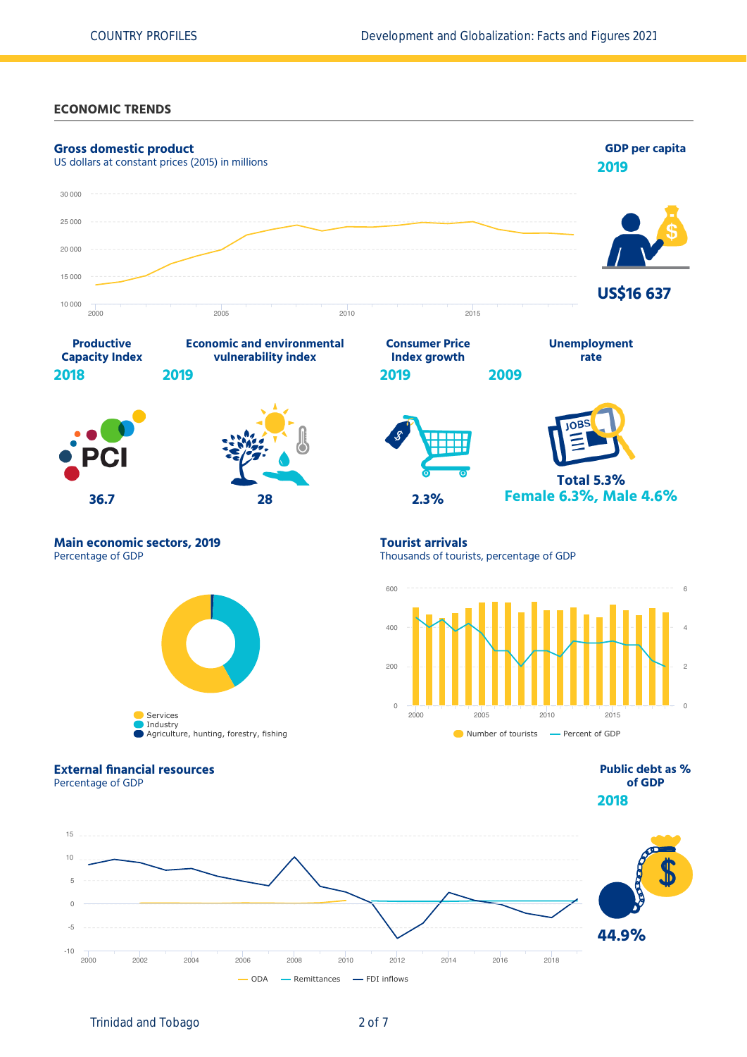## ECONOMIC TRENDS

### Gross domestic product

US dollars at constant prices (2015) in millions

### GDP per capita

**2019**

**US$16 637**

| Productive Capacity Index | Economic and environmental vulnerability index | Consumer Price Index growth | Unemployment rate |
|---|---|---|---|
| **2018** | **2019** | **2019** | **2009** |
| 36.7 | 28 | 2.3% | Total 5.3%<br>Female 6.3%, Male 4.6% |

### Main economic sectors, 2019

Percentage of GDP

- Services
- Industry
- Agriculture, hunting, forestry, fishing

### Tourist arrivals

Thousands of tourists, percentage of GDP

- Number of tourists
- Percent of GDP

### External financial resources

Percentage of GDP

- ODA
- Remittances
- FDI inflows

### Public debt as % of GDP

**2018**

**44.9%**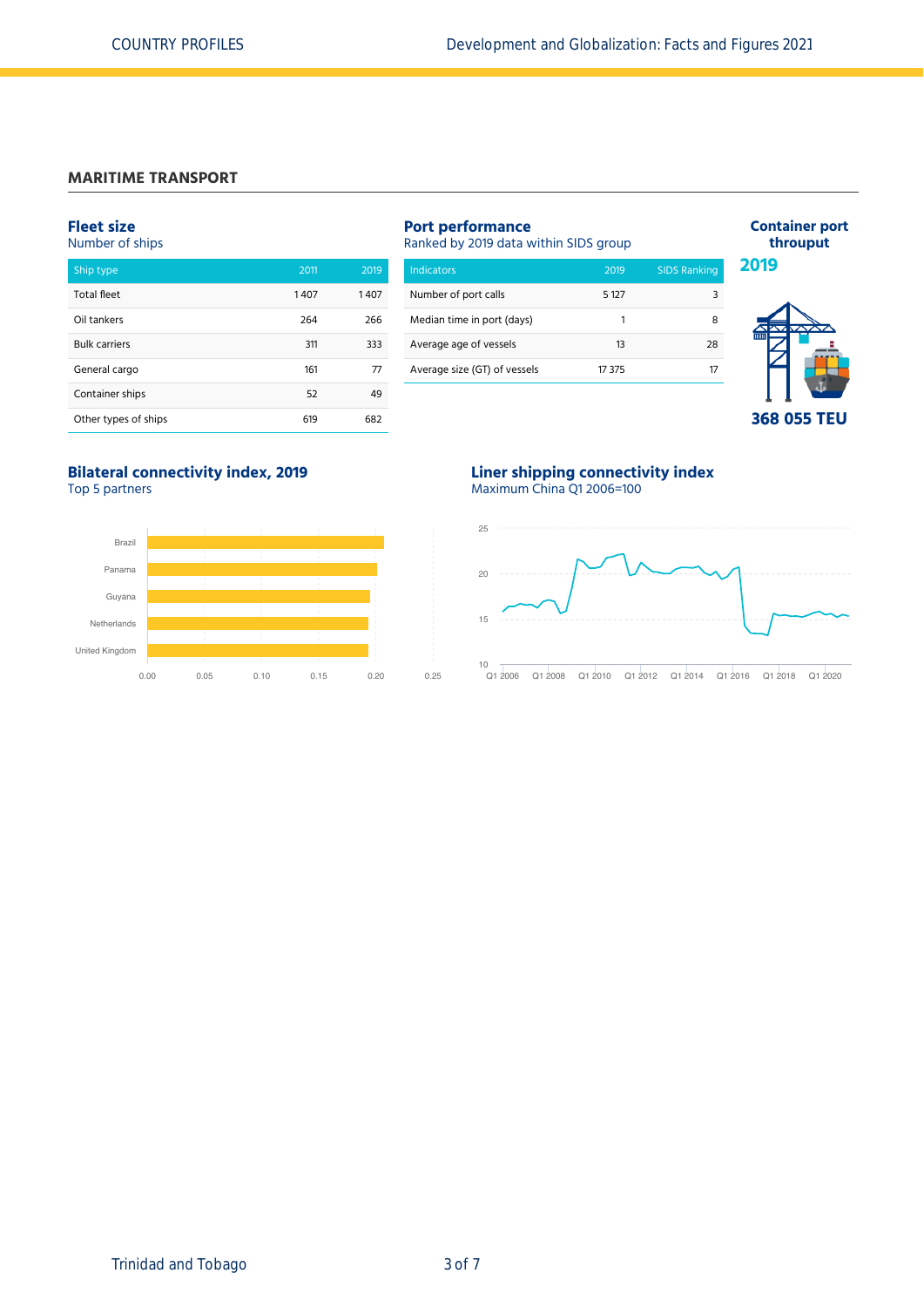## MARITIME TRANSPORT

### Fleet size
Number of ships

| Ship type | 2011 | 2019 |
|---|---|---|
| Total fleet | 1 407 | 1 407 |
| Oil tankers | 264 | 266 |
| Bulk carriers | 311 | 333 |
| General cargo | 161 | 77 |
| Container ships | 52 | 49 |
| Other types of ships | 619 | 682 |

### Port performance
Ranked by 2019 data within SIDS group

| Indicators | 2019 | SIDS Ranking |
|---|---|---|
| Number of port calls | 5 127 | 3 |
| Median time in port (days) | 1 | 8 |
| Average age of vessels | 13 | 28 |
| Average size (GT) of vessels | 17 375 | 17 |

### Container port throuput

2019

368 055 TEU

### Bilateral connectivity index, 2019
Top 5 partners

Brazil, Panama, Guyana, Netherlands, United Kingdom

0.00 0.05 0.10 0.15 0.20 0.25

### Liner shipping connectivity index
Maximum China Q1 2006=100

25, 20, 15, 10

Q1 2006, Q1 2008, Q1 2010, Q1 2012, Q1 2014, Q1 2016, Q1 2018, Q1 2020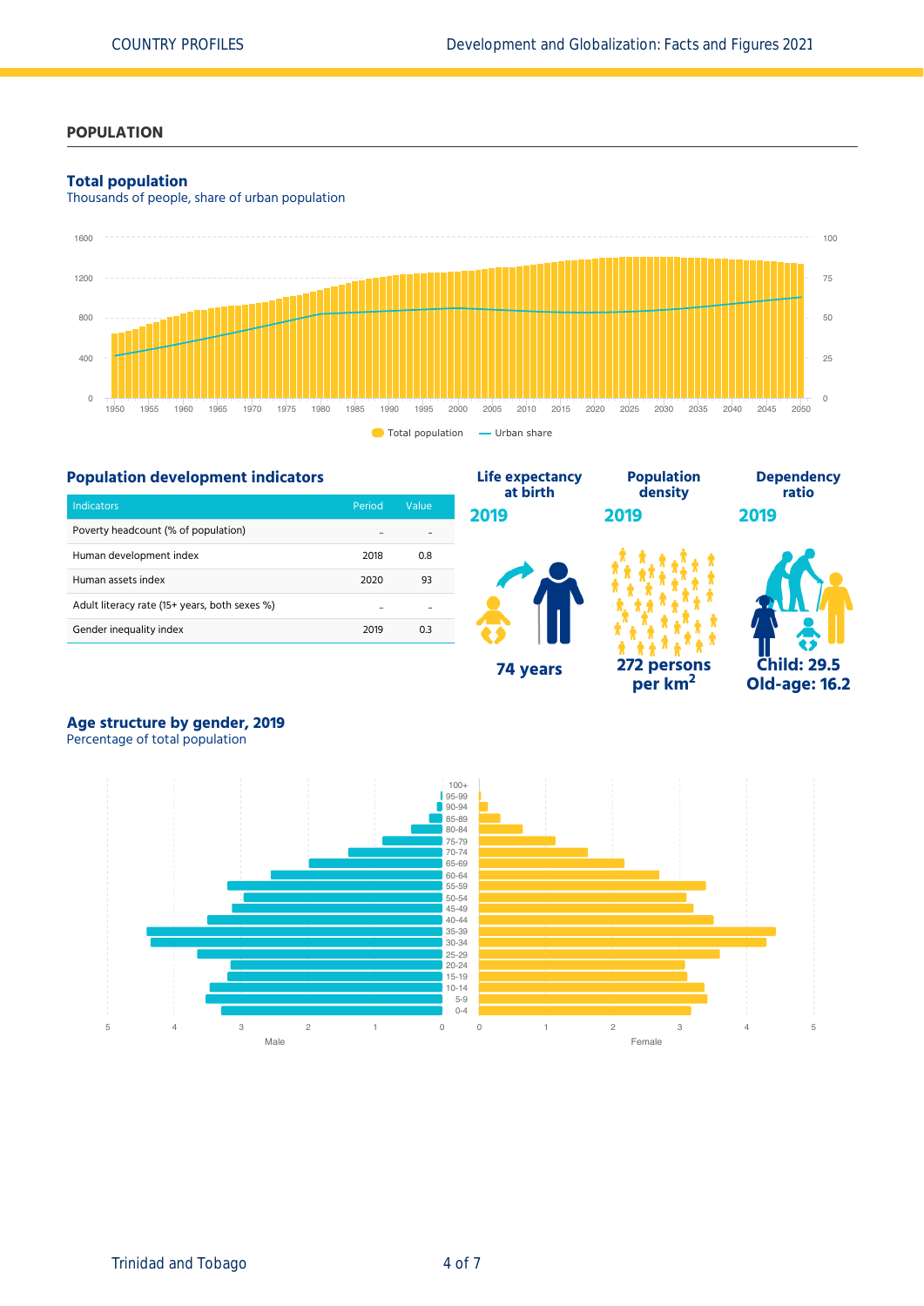## POPULATION

### Total population

Thousands of people, share of urban population

Total population — Urban share

### Population development indicators

| Indicators | Period | Value |
|---|---|---|
| Poverty headcount (% of population) | .. | .. |
| Human development index | 2018 | 0.8 |
| Human assets index | 2020 | 93 |
| Adult literacy rate (15+ years, both sexes %) | .. | .. |
| Gender inequality index | 2019 | 0.3 |

**Life expectancy at birth**

**2019**

**74 years**

**Population density**

**2019**

**272 persons per km$^2$**

**Dependency ratio**

**2019**

**Child: 29.5**
**Old-age: 16.2**

### Age structure by gender, 2019

Percentage of total population

Male — Female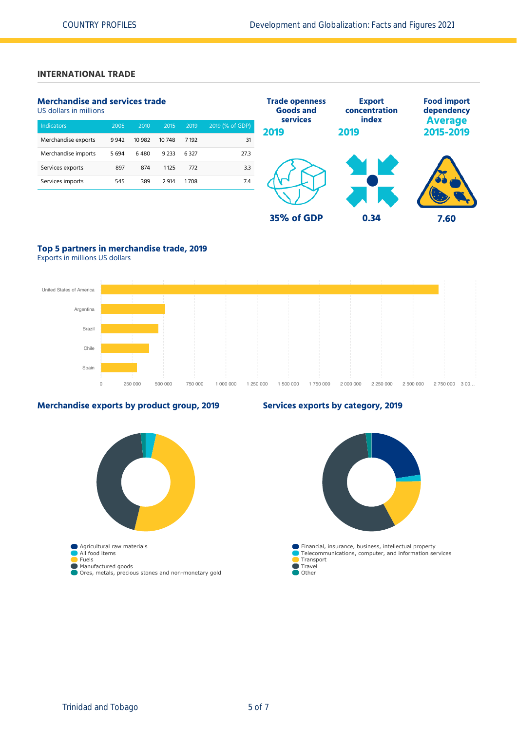## INTERNATIONAL TRADE

### Merchandise and services trade

US dollars in millions

| Indicators | 2005 | 2010 | 2015 | 2019 | 2019 (% of GDP) |
|---|---|---|---|---|---|
| Merchandise exports | 9 942 | 10 982 | 10 748 | 7 192 | 31 |
| Merchandise imports | 5 694 | 6 480 | 9 233 | 6 327 | 27.3 |
| Services exports | 897 | 874 | 1 125 | 772 | 3.3 |
| Services imports | 545 | 389 | 2 914 | 1 708 | 7.4 |

**Trade openness Goods and services 2019**

**35% of GDP**

**Export concentration index 2019**

**0.34**

**Food import dependency Average 2015-2019**

**7.60**

### Top 5 partners in merchandise trade, 2019

Exports in millions US dollars

United States of America, Argentina, Brazil, Chile, Spain

0, 250 000, 500 000, 750 000, 1 000 000, 1 250 000, 1 500 000, 1 750 000, 2 000 000, 2 250 000, 2 500 000, 2 750 000, 3 00...

### Merchandise exports by product group, 2019

- Agricultural raw materials
- All food items
- Fuels
- Manufactured goods
- Ores, metals, precious stones and non-monetary gold

### Services exports by category, 2019

- Financial, insurance, business, intellectual property
- Telecommunications, computer, and information services
- Transport
- Travel
- Other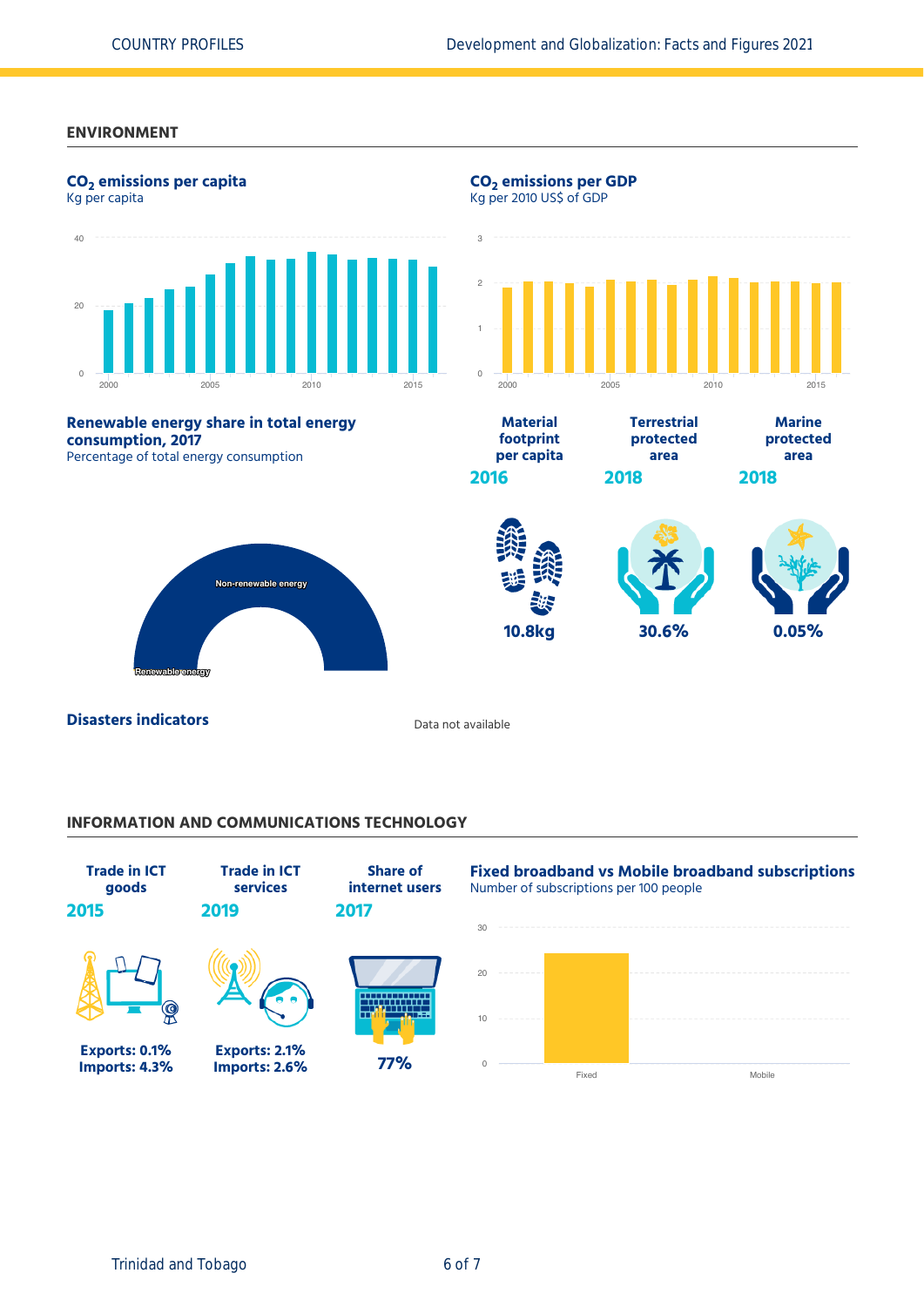## ENVIRONMENT

### $CO_2$ emissions per capita

Kg per capita

### $CO_2$ emissions per GDP

Kg per 2010 US$ of GDP

### Renewable energy share in total energy consumption, 2017

Percentage of total energy consumption

Non-renewable energy

Renewable energy

| Material footprint per capita | Terrestrial protected area | Marine protected area |
|---|---|---|
| 2016 | 2018 | 2018 |
| 10.8kg | 30.6% | 0.05% |

### Disasters indicators

Data not available

## INFORMATION AND COMMUNICATIONS TECHNOLOGY

| Trade in ICT goods | Trade in ICT services | Share of internet users |
|---|---|---|
| 2015 | 2019 | 2017 |
| Exports: 0.1%<br>Imports: 4.3% | Exports: 2.1%<br>Imports: 2.6% | 77% |

### Fixed broadband vs Mobile broadband subscriptions

Number of subscriptions per 100 people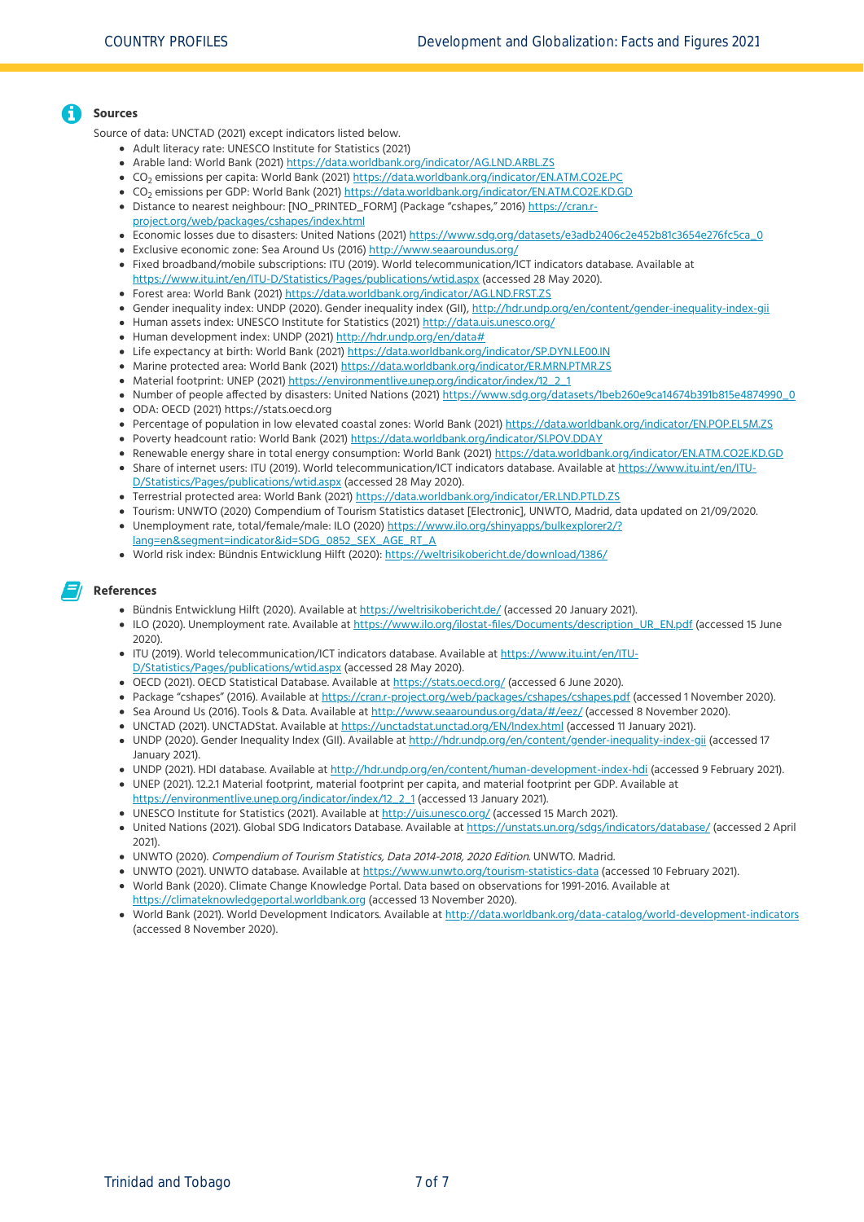## Sources

Source of data: UNCTAD (2021) except indicators listed below.

- Adult literacy rate: UNESCO Institute for Statistics (2021)
- Arable land: World Bank (2021) https://data.worldbank.org/indicator/AG.LND.ARBL.ZS
- $CO_2$ emissions per capita: World Bank (2021) https://data.worldbank.org/indicator/EN.ATM.CO2E.PC
- $CO_2$ emissions per GDP: World Bank (2021) https://data.worldbank.org/indicator/EN.ATM.CO2E.KD.GD
- Distance to nearest neighbour: [NO_PRINTED_FORM] (Package "cshapes," 2016) https://cran.r-project.org/web/packages/cshapes/index.html
- Economic losses due to disasters: United Nations (2021) https://www.sdg.org/datasets/e3adb2406c2e452b81c3654e276fc5ca_0
- Exclusive economic zone: Sea Around Us (2016) http://www.seaaroundus.org/
- Fixed broadband/mobile subscriptions: ITU (2019). World telecommunication/ICT indicators database. Available at https://www.itu.int/en/ITU-D/Statistics/Pages/publications/wtid.aspx (accessed 28 May 2020).
- Forest area: World Bank (2021) https://data.worldbank.org/indicator/AG.LND.FRST.ZS
- Gender inequality index: UNDP (2020). Gender inequality index (GII), http://hdr.undp.org/en/content/gender-inequality-index-gii
- Human assets index: UNESCO Institute for Statistics (2021) http://data.uis.unesco.org/
- Human development index: UNDP (2021) http://hdr.undp.org/en/data#
- Life expectancy at birth: World Bank (2021) https://data.worldbank.org/indicator/SP.DYN.LE00.IN
- Marine protected area: World Bank (2021) https://data.worldbank.org/indicator/ER.MRN.PTMR.ZS
- Material footprint: UNEP (2021) https://environmentlive.unep.org/indicator/index/12_2_1
- Number of people affected by disasters: United Nations (2021) https://www.sdg.org/datasets/1beb260e9ca14674b391b815e4874990_0
- ODA: OECD (2021) https://stats.oecd.org
- Percentage of population in low elevated coastal zones: World Bank (2021) https://data.worldbank.org/indicator/EN.POP.EL5M.ZS
- Poverty headcount ratio: World Bank (2021) https://data.worldbank.org/indicator/SI.POV.DDAY
- Renewable energy share in total energy consumption: World Bank (2021) https://data.worldbank.org/indicator/EN.ATM.CO2E.KD.GD
- Share of internet users: ITU (2019). World telecommunication/ICT indicators database. Available at https://www.itu.int/en/ITU-D/Statistics/Pages/publications/wtid.aspx (accessed 28 May 2020).
- Terrestrial protected area: World Bank (2021) https://data.worldbank.org/indicator/ER.LND.PTLD.ZS
- Tourism: UNWTO (2020) Compendium of Tourism Statistics dataset [Electronic], UNWTO, Madrid, data updated on 21/09/2020.
- Unemployment rate, total/female/male: ILO (2020) https://www.ilo.org/shinyapps/bulkexplorer2/?lang=en&segment=indicator&id=SDG_0852_SEX_AGE_RT_A
- World risk index: Bündnis Entwicklung Hilft (2020): https://weltrisikobericht.de/download/1386/

## References

- Bündnis Entwicklung Hilft (2020). Available at https://weltrisikobericht.de/ (accessed 20 January 2021).
- ILO (2020). Unemployment rate. Available at https://www.ilo.org/ilostat-files/Documents/description_UR_EN.pdf (accessed 15 June 2020).
- ITU (2019). World telecommunication/ICT indicators database. Available at https://www.itu.int/en/ITU-D/Statistics/Pages/publications/wtid.aspx (accessed 28 May 2020).
- OECD (2021). OECD Statistical Database. Available at https://stats.oecd.org/ (accessed 6 June 2020).
- Package "cshapes" (2016). Available at https://cran.r-project.org/web/packages/cshapes/cshapes.pdf (accessed 1 November 2020).
- Sea Around Us (2016). Tools & Data. Available at http://www.seaaroundus.org/data/#/eez/ (accessed 8 November 2020).
- UNCTAD (2021). UNCTADStat. Available at https://unctadstat.unctad.org/EN/Index.html (accessed 11 January 2021).
- UNDP (2020). Gender Inequality Index (GII). Available at http://hdr.undp.org/en/content/gender-inequality-index-gii (accessed 17 January 2021).
- UNDP (2021). HDI database. Available at http://hdr.undp.org/en/content/human-development-index-hdi (accessed 9 February 2021).
- UNEP (2021). 12.2.1 Material footprint, material footprint per capita, and material footprint per GDP. Available at https://environmentlive.unep.org/indicator/index/12_2_1 (accessed 13 January 2021).
- UNESCO Institute for Statistics (2021). Available at http://uis.unesco.org/ (accessed 15 March 2021).
- United Nations (2021). Global SDG Indicators Database. Available at https://unstats.un.org/sdgs/indicators/database/ (accessed 2 April 2021).
- UNWTO (2020). *Compendium of Tourism Statistics, Data 2014-2018, 2020 Edition*. UNWTO. Madrid.
- UNWTO (2021). UNWTO database. Available at https://www.unwto.org/tourism-statistics-data (accessed 10 February 2021).
- World Bank (2020). Climate Change Knowledge Portal. Data based on observations for 1991-2016. Available at https://climateknowledgeportal.worldbank.org (accessed 13 November 2020).
- World Bank (2021). World Development Indicators. Available at http://data.worldbank.org/data-catalog/world-development-indicators (accessed 8 November 2020).